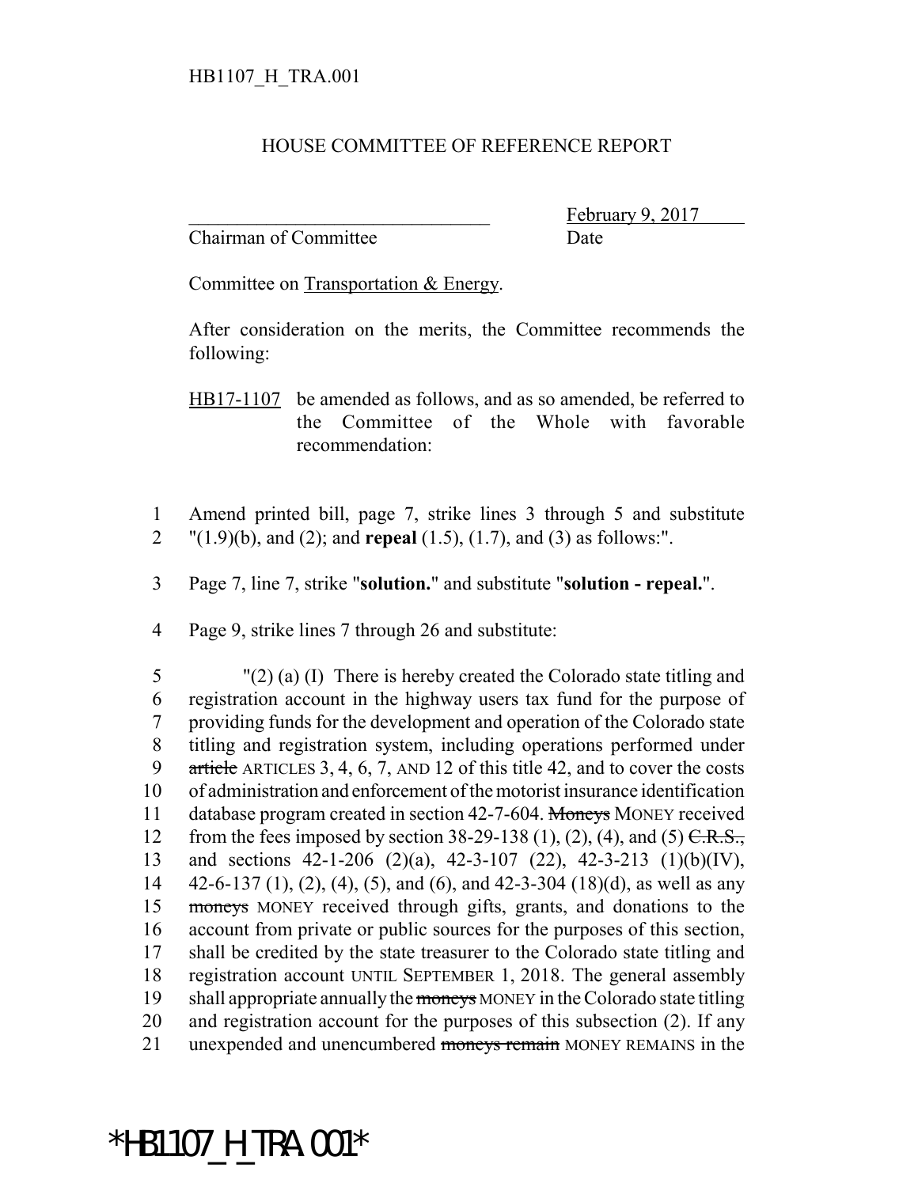HB1107_H_TRA.001

HOUSE COMMITTEE OF REFERENCE REPORT

________________________________ February 9, 2017
Chairman of Committee Date

Committee on Transportation & Energy.

After consideration on the merits, the Committee recommends the following:

HB17-1107 be amended as follows, and as so amended, be referred to the Committee of the Whole with favorable recommendation:

1 Amend printed bill, page 7, strike lines 3 through 5 and substitute
2 "(1.9)(b), and (2); and **repeal** (1.5), (1.7), and (3) as follows:".

3 Page 7, line 7, strike "**solution.**" and substitute "**solution - repeal.**".

4 Page 9, strike lines 7 through 26 and substitute:

5 "(2) (a) (I) There is hereby created the Colorado state titling and
6 registration account in the highway users tax fund for the purpose of
7 providing funds for the development and operation of the Colorado state
8 titling and registration system, including operations performed under
9 ~~article~~ ARTICLES 3, 4, 6, 7, AND 12 of this title 42, and to cover the costs
10 of administration and enforcement of the motorist insurance identification
11 database program created in section 42-7-604. ~~Moneys~~ MONEY received
12 from the fees imposed by section 38-29-138 (1), (2), (4), and (5) ~~C.R.S.,~~
13 and sections 42-1-206 (2)(a), 42-3-107 (22), 42-3-213 (1)(b)(IV),
14 42-6-137 (1), (2), (4), (5), and (6), and 42-3-304 (18)(d), as well as any
15 ~~moneys~~ MONEY received through gifts, grants, and donations to the
16 account from private or public sources for the purposes of this section,
17 shall be credited by the state treasurer to the Colorado state titling and
18 registration account UNTIL SEPTEMBER 1, 2018. The general assembly
19 shall appropriate annually the ~~moneys~~ MONEY in the Colorado state titling
20 and registration account for the purposes of this subsection (2). If any
21 unexpended and unencumbered ~~moneys remain~~ MONEY REMAINS in the

*HB1107_H_TRA.001*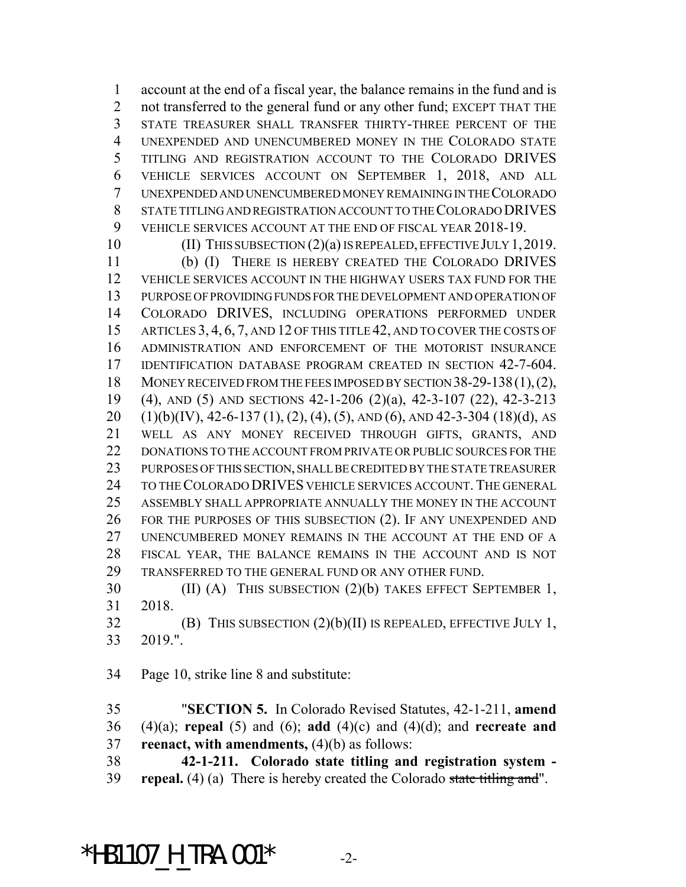account at the end of a fiscal year, the balance remains in the fund and is not transferred to the general fund or any other fund; EXCEPT THAT THE STATE TREASURER SHALL TRANSFER THIRTY-THREE PERCENT OF THE UNEXPENDED AND UNENCUMBERED MONEY IN THE COLORADO STATE TITLING AND REGISTRATION ACCOUNT TO THE COLORADO DRIVES VEHICLE SERVICES ACCOUNT ON SEPTEMBER 1, 2018, AND ALL UNEXPENDED AND UNENCUMBERED MONEY REMAINING IN THE COLORADO STATE TITLING AND REGISTRATION ACCOUNT TO THE COLORADO DRIVES VEHICLE SERVICES ACCOUNT AT THE END OF FISCAL YEAR 2018-19.

(II) THIS SUBSECTION (2)(a) IS REPEALED, EFFECTIVE JULY 1, 2019.

(b) (I) THERE IS HEREBY CREATED THE COLORADO DRIVES VEHICLE SERVICES ACCOUNT IN THE HIGHWAY USERS TAX FUND FOR THE PURPOSE OF PROVIDING FUNDS FOR THE DEVELOPMENT AND OPERATION OF COLORADO DRIVES, INCLUDING OPERATIONS PERFORMED UNDER ARTICLES 3, 4, 6, 7, AND 12 OF THIS TITLE 42, AND TO COVER THE COSTS OF ADMINISTRATION AND ENFORCEMENT OF THE MOTORIST INSURANCE IDENTIFICATION DATABASE PROGRAM CREATED IN SECTION 42-7-604. MONEY RECEIVED FROM THE FEES IMPOSED BY SECTION 38-29-138 (1), (2), (4), AND (5) AND SECTIONS 42-1-206 (2)(a), 42-3-107 (22), 42-3-213 (1)(b)(IV), 42-6-137 (1), (2), (4), (5), AND (6), AND 42-3-304 (18)(d), AS WELL AS ANY MONEY RECEIVED THROUGH GIFTS, GRANTS, AND DONATIONS TO THE ACCOUNT FROM PRIVATE OR PUBLIC SOURCES FOR THE PURPOSES OF THIS SECTION, SHALL BE CREDITED BY THE STATE TREASURER TO THE COLORADO DRIVES VEHICLE SERVICES ACCOUNT. THE GENERAL ASSEMBLY SHALL APPROPRIATE ANNUALLY THE MONEY IN THE ACCOUNT FOR THE PURPOSES OF THIS SUBSECTION (2). IF ANY UNEXPENDED AND UNENCUMBERED MONEY REMAINS IN THE ACCOUNT AT THE END OF A FISCAL YEAR, THE BALANCE REMAINS IN THE ACCOUNT AND IS NOT TRANSFERRED TO THE GENERAL FUND OR ANY OTHER FUND.

(II) (A) THIS SUBSECTION (2)(b) TAKES EFFECT SEPTEMBER 1, 2018.

(B) THIS SUBSECTION (2)(b)(II) IS REPEALED, EFFECTIVE JULY 1, 2019.".

Page 10, strike line 8 and substitute:

"**SECTION 5.** In Colorado Revised Statutes, 42-1-211, **amend** (4)(a); **repeal** (5) and (6); **add** (4)(c) and (4)(d); and **recreate and reenact, with amendments,** (4)(b) as follows:

**42-1-211. Colorado state titling and registration system - repeal.** (4) (a) There is hereby created the Colorado ~~state titling and~~".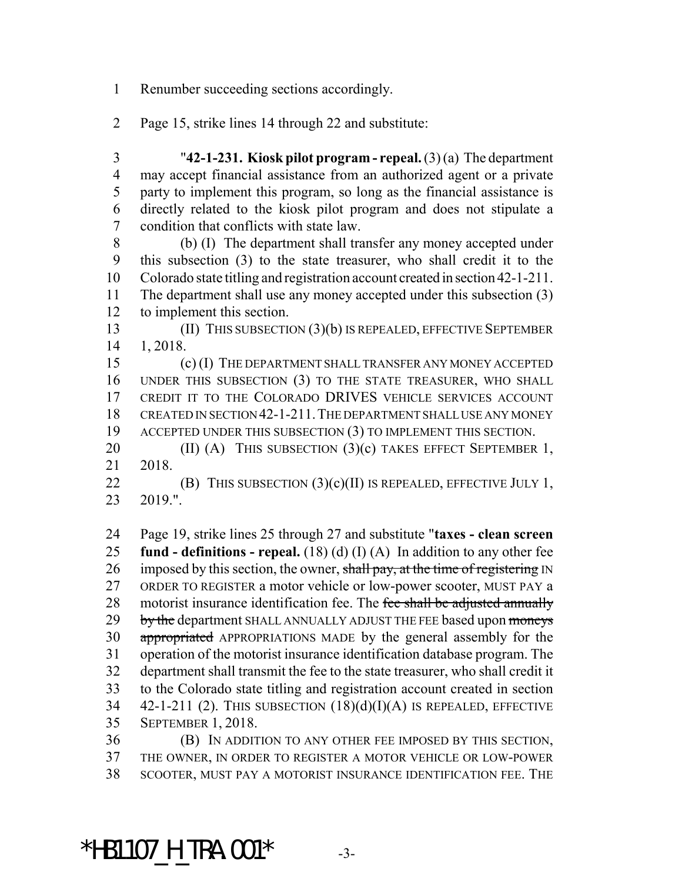Renumber succeeding sections accordingly.

Page 15, strike lines 14 through 22 and substitute:

"**42-1-231. Kiosk pilot program - repeal.** (3) (a) The department may accept financial assistance from an authorized agent or a private party to implement this program, so long as the financial assistance is directly related to the kiosk pilot program and does not stipulate a condition that conflicts with state law.

(b) (I) The department shall transfer any money accepted under this subsection (3) to the state treasurer, who shall credit it to the Colorado state titling and registration account created in section 42-1-211. The department shall use any money accepted under this subsection (3) to implement this section.

(II) THIS SUBSECTION (3)(b) IS REPEALED, EFFECTIVE SEPTEMBER 1, 2018.

(c) (I) THE DEPARTMENT SHALL TRANSFER ANY MONEY ACCEPTED UNDER THIS SUBSECTION (3) TO THE STATE TREASURER, WHO SHALL CREDIT IT TO THE COLORADO DRIVES VEHICLE SERVICES ACCOUNT CREATED IN SECTION 42-1-211. THE DEPARTMENT SHALL USE ANY MONEY ACCEPTED UNDER THIS SUBSECTION (3) TO IMPLEMENT THIS SECTION.

(II) (A) THIS SUBSECTION (3)(c) TAKES EFFECT SEPTEMBER 1, 2018.

(B) THIS SUBSECTION (3)(c)(II) IS REPEALED, EFFECTIVE JULY 1, 2019.".

Page 19, strike lines 25 through 27 and substitute "**taxes - clean screen fund - definitions - repeal.** (18) (d) (I) (A) In addition to any other fee imposed by this section, the owner, ~~shall pay, at the time of registering~~ IN ORDER TO REGISTER a motor vehicle or low-power scooter, MUST PAY a motorist insurance identification fee. The ~~fee shall be adjusted annually by the~~ department SHALL ANNUALLY ADJUST THE FEE based upon ~~moneys appropriated~~ APPROPRIATIONS MADE by the general assembly for the operation of the motorist insurance identification database program. The department shall transmit the fee to the state treasurer, who shall credit it to the Colorado state titling and registration account created in section 42-1-211 (2). THIS SUBSECTION (18)(d)(I)(A) IS REPEALED, EFFECTIVE SEPTEMBER 1, 2018.

(B) IN ADDITION TO ANY OTHER FEE IMPOSED BY THIS SECTION, THE OWNER, IN ORDER TO REGISTER A MOTOR VEHICLE OR LOW-POWER SCOOTER, MUST PAY A MOTORIST INSURANCE IDENTIFICATION FEE. THE

*HB1107_H_TRA.001*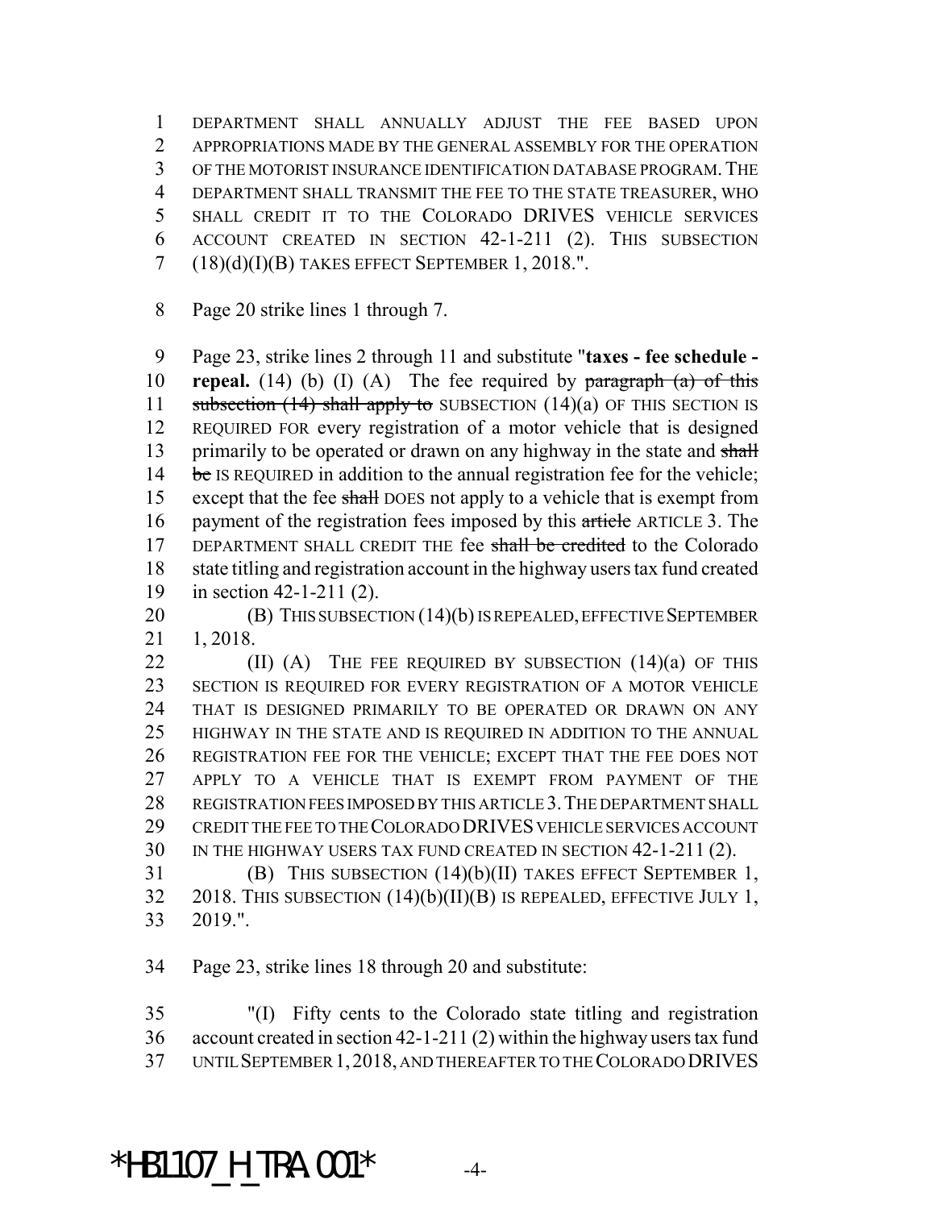DEPARTMENT SHALL ANNUALLY ADJUST THE FEE BASED UPON APPROPRIATIONS MADE BY THE GENERAL ASSEMBLY FOR THE OPERATION OF THE MOTORIST INSURANCE IDENTIFICATION DATABASE PROGRAM. THE DEPARTMENT SHALL TRANSMIT THE FEE TO THE STATE TREASURER, WHO SHALL CREDIT IT TO THE COLORADO DRIVES VEHICLE SERVICES ACCOUNT CREATED IN SECTION 42-1-211 (2). THIS SUBSECTION (18)(d)(I)(B) TAKES EFFECT SEPTEMBER 1, 2018.".

Page 20 strike lines 1 through 7.

Page 23, strike lines 2 through 11 and substitute "**taxes - fee schedule - repeal.** (14) (b) (I) (A) The fee required by ~~paragraph (a) of this subsection (14) shall apply to~~ SUBSECTION (14)(a) OF THIS SECTION IS REQUIRED FOR every registration of a motor vehicle that is designed primarily to be operated or drawn on any highway in the state and ~~shall be~~ IS REQUIRED in addition to the annual registration fee for the vehicle; except that the fee ~~shall~~ DOES not apply to a vehicle that is exempt from payment of the registration fees imposed by this ~~article~~ ARTICLE 3. The DEPARTMENT SHALL CREDIT THE fee ~~shall be credited~~ to the Colorado state titling and registration account in the highway users tax fund created in section 42-1-211 (2).

(B) THIS SUBSECTION (14)(b) IS REPEALED, EFFECTIVE SEPTEMBER 1, 2018.

(II) (A) THE FEE REQUIRED BY SUBSECTION (14)(a) OF THIS SECTION IS REQUIRED FOR EVERY REGISTRATION OF A MOTOR VEHICLE THAT IS DESIGNED PRIMARILY TO BE OPERATED OR DRAWN ON ANY HIGHWAY IN THE STATE AND IS REQUIRED IN ADDITION TO THE ANNUAL REGISTRATION FEE FOR THE VEHICLE; EXCEPT THAT THE FEE DOES NOT APPLY TO A VEHICLE THAT IS EXEMPT FROM PAYMENT OF THE REGISTRATION FEES IMPOSED BY THIS ARTICLE 3. THE DEPARTMENT SHALL CREDIT THE FEE TO THE COLORADO DRIVES VEHICLE SERVICES ACCOUNT IN THE HIGHWAY USERS TAX FUND CREATED IN SECTION 42-1-211 (2).

(B) THIS SUBSECTION (14)(b)(II) TAKES EFFECT SEPTEMBER 1, 2018. THIS SUBSECTION (14)(b)(II)(B) IS REPEALED, EFFECTIVE JULY 1, 2019.".

Page 23, strike lines 18 through 20 and substitute:

"(I) Fifty cents to the Colorado state titling and registration account created in section 42-1-211 (2) within the highway users tax fund UNTIL SEPTEMBER 1, 2018, AND THEREAFTER TO THE COLORADO DRIVES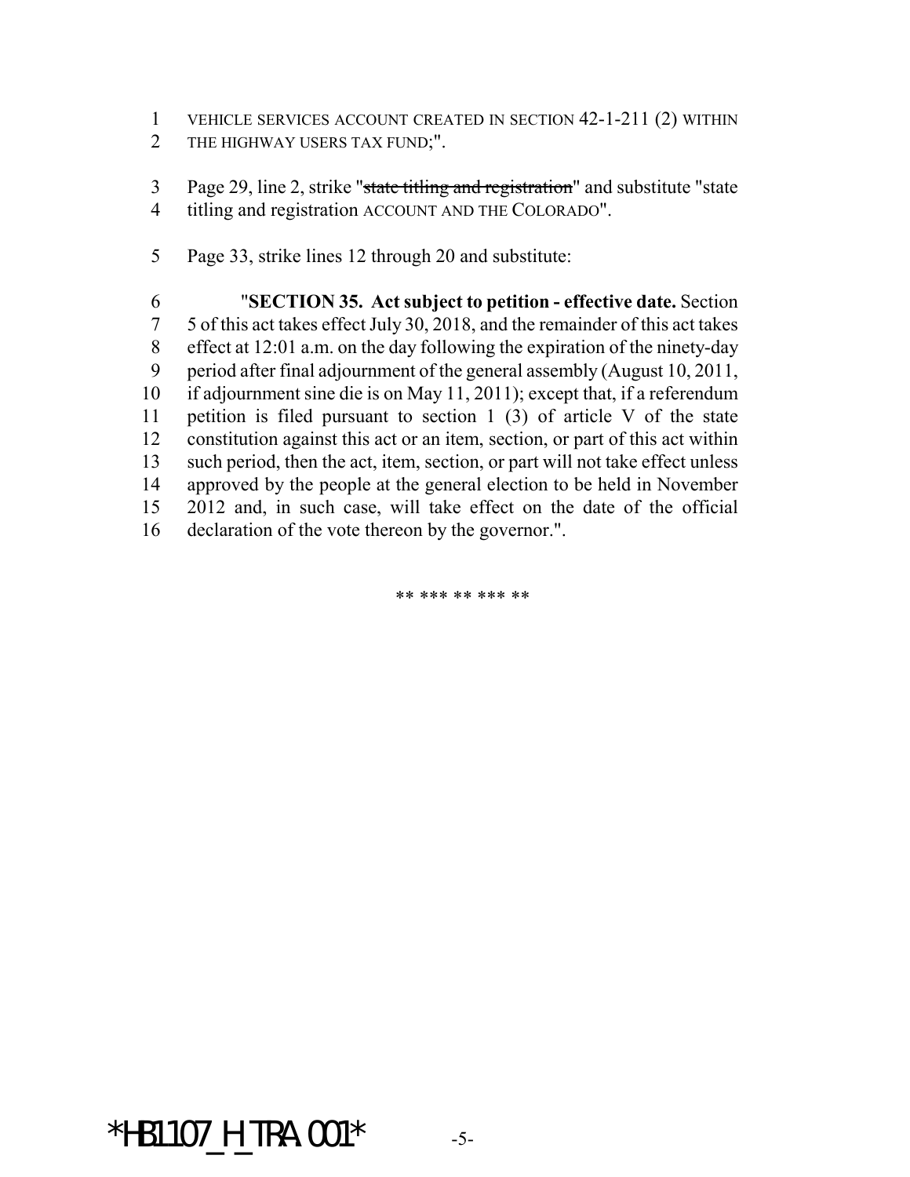1 VEHICLE SERVICES ACCOUNT CREATED IN SECTION 42-1-211 (2) WITHIN
2 THE HIGHWAY USERS TAX FUND;".

3 Page 29, line 2, strike "~~state titling and registration~~" and substitute "state
4 titling and registration ACCOUNT AND THE COLORADO".

5 Page 33, strike lines 12 through 20 and substitute:

6 "**SECTION 35. Act subject to petition - effective date.** Section
7 5 of this act takes effect July 30, 2018, and the remainder of this act takes
8 effect at 12:01 a.m. on the day following the expiration of the ninety-day
9 period after final adjournment of the general assembly (August 10, 2011,
10 if adjournment sine die is on May 11, 2011); except that, if a referendum
11 petition is filed pursuant to section 1 (3) of article V of the state
12 constitution against this act or an item, section, or part of this act within
13 such period, then the act, item, section, or part will not take effect unless
14 approved by the people at the general election to be held in November
15 2012 and, in such case, will take effect on the date of the official
16 declaration of the vote thereon by the governor.".

** *** ** *** **

*HB1107_H_TRA.001*